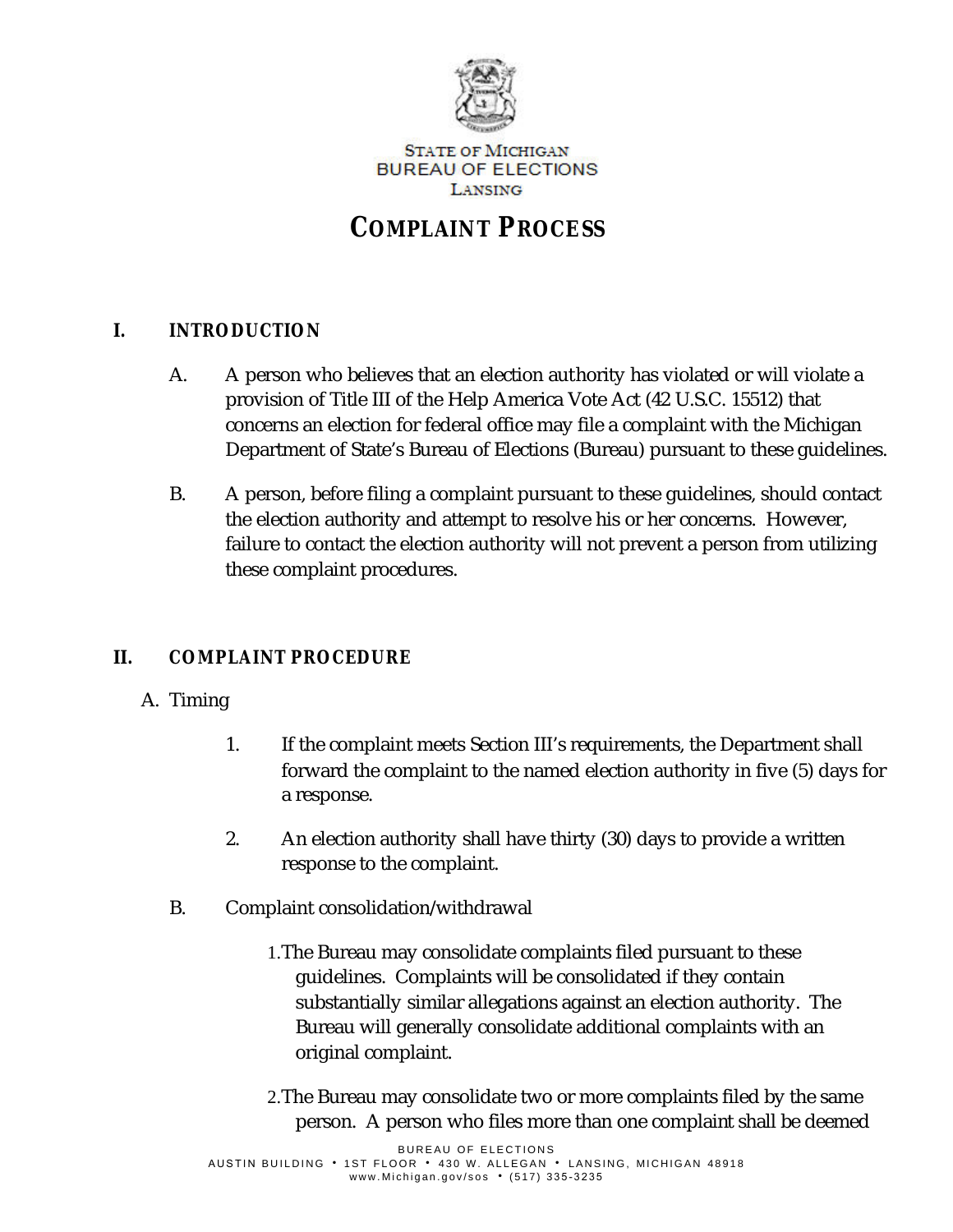STATE OF MICHIGAN
BUREAU OF ELECTIONS
LANSING

# COMPLAINT PROCESS

## I. INTRODUCTION

A. A person who believes that an election authority has violated or will violate a provision of Title III of the Help America Vote Act (42 U.S.C. 15512) that concerns an election for federal office may file a complaint with the Michigan Department of State's Bureau of Elections (Bureau) pursuant to these guidelines.

B. A person, before filing a complaint pursuant to these guidelines, should contact the election authority and attempt to resolve his or her concerns. However, failure to contact the election authority will not prevent a person from utilizing these complaint procedures.

## II. COMPLAINT PROCEDURE

A. Timing

1. If the complaint meets Section III's requirements, the Department shall forward the complaint to the named election authority in five (5) days for a response.

2. An election authority shall have thirty (30) days to provide a written response to the complaint.

B. Complaint consolidation/withdrawal

1. The Bureau may consolidate complaints filed pursuant to these guidelines. Complaints will be consolidated if they contain substantially similar allegations against an election authority. The Bureau will generally consolidate additional complaints with an original complaint.

2. The Bureau may consolidate two or more complaints filed by the same person. A person who files more than one complaint shall be deemed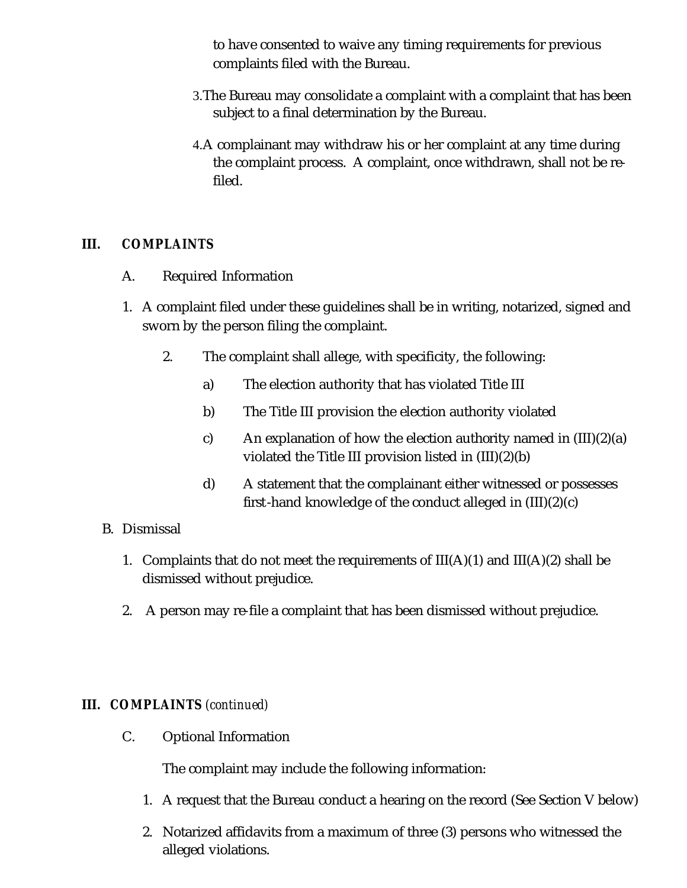to have consented to waive any timing requirements for previous complaints filed with the Bureau.

3. The Bureau may consolidate a complaint with a complaint that has been subject to a final determination by the Bureau.

4. A complainant may withdraw his or her complaint at any time during the complaint process. A complaint, once withdrawn, shall not be re-filed.

## III. COMPLAINTS

### A. Required Information

1. A complaint filed under these guidelines shall be in writing, notarized, signed and sworn by the person filing the complaint.

2. The complaint shall allege, with specificity, the following:

   a) The election authority that has violated Title III

   b) The Title III provision the election authority violated

   c) An explanation of how the election authority named in (III)(2)(a) violated the Title III provision listed in (III)(2)(b)

   d) A statement that the complainant either witnessed or possesses first-hand knowledge of the conduct alleged in (III)(2)(c)

### B. Dismissal

1. Complaints that do not meet the requirements of III(A)(1) and III(A)(2) shall be dismissed without prejudice.

2. A person may re-file a complaint that has been dismissed without prejudice.

## III. COMPLAINTS *(continued)*

### C. Optional Information

The complaint may include the following information:

1. A request that the Bureau conduct a hearing on the record (See Section V below)

2. Notarized affidavits from a maximum of three (3) persons who witnessed the alleged violations.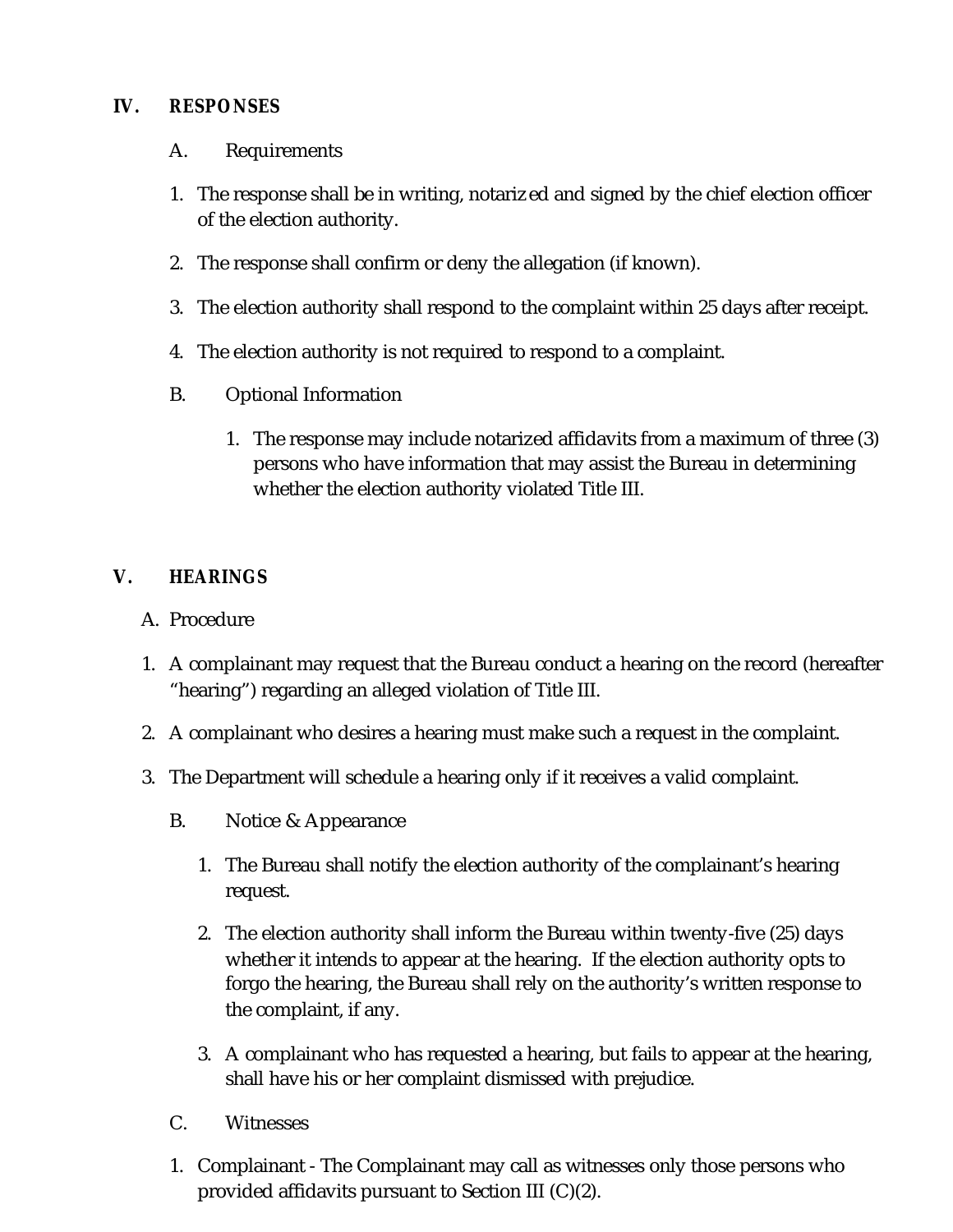## IV. RESPONSES

A. Requirements

1. The response shall be in writing, notarized and signed by the chief election officer of the election authority.

2. The response shall confirm or deny the allegation (if known).

3. The election authority shall respond to the complaint within 25 days after receipt.

4. The election authority is not required to respond to a complaint.

B. Optional Information

1. The response may include notarized affidavits from a maximum of three (3) persons who have information that may assist the Bureau in determining whether the election authority violated Title III.

## V. HEARINGS

A. Procedure

1. A complainant may request that the Bureau conduct a hearing on the record (hereafter "hearing") regarding an alleged violation of Title III.

2. A complainant who desires a hearing must make such a request in the complaint.

3. The Department will schedule a hearing only if it receives a valid complaint.

B. Notice & Appearance

1. The Bureau shall notify the election authority of the complainant's hearing request.

2. The election authority shall inform the Bureau within twenty-five (25) days whether it intends to appear at the hearing. If the election authority opts to forgo the hearing, the Bureau shall rely on the authority's written response to the complaint, if any.

3. A complainant who has requested a hearing, but fails to appear at the hearing, shall have his or her complaint dismissed with prejudice.

C. Witnesses

1. Complainant - The Complainant may call as witnesses only those persons who provided affidavits pursuant to Section III (C)(2).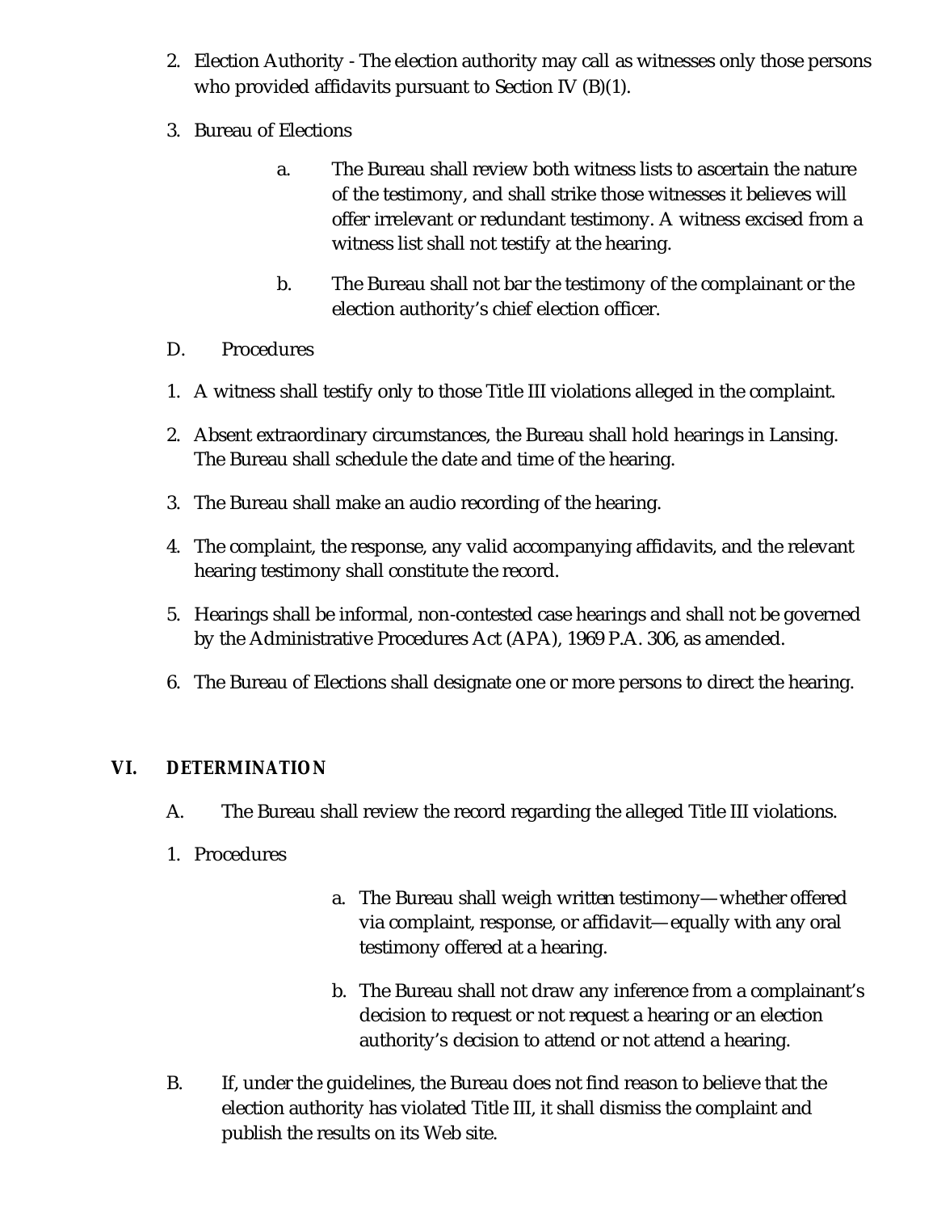2. Election Authority - The election authority may call as witnesses only those persons who provided affidavits pursuant to Section IV (B)(1).

3. Bureau of Elections

   a. The Bureau shall review both witness lists to ascertain the nature of the testimony, and shall strike those witnesses it believes will offer irrelevant or redundant testimony. A witness excised from a witness list shall not testify at the hearing.

   b. The Bureau shall not bar the testimony of the complainant or the election authority's chief election officer.

D. Procedures

1. A witness shall testify only to those Title III violations alleged in the complaint.

2. Absent extraordinary circumstances, the Bureau shall hold hearings in Lansing. The Bureau shall schedule the date and time of the hearing.

3. The Bureau shall make an audio recording of the hearing.

4. The complaint, the response, any valid accompanying affidavits, and the relevant hearing testimony shall constitute the record.

5. Hearings shall be informal, non-contested case hearings and shall not be governed by the Administrative Procedures Act (APA), 1969 P.A. 306, as amended.

6. The Bureau of Elections shall designate one or more persons to direct the hearing.

## VI. *DETERMINATION*

A. The Bureau shall review the record regarding the alleged Title III violations.

1. Procedures

   a. The Bureau shall weigh written testimony—whether offered via complaint, response, or affidavit—equally with any oral testimony offered at a hearing.

   b. The Bureau shall not draw any inference from a complainant's decision to request or not request a hearing or an election authority's decision to attend or not attend a hearing.

B. If, under the guidelines, the Bureau does not find reason to believe that the election authority has violated Title III, it shall dismiss the complaint and publish the results on its Web site.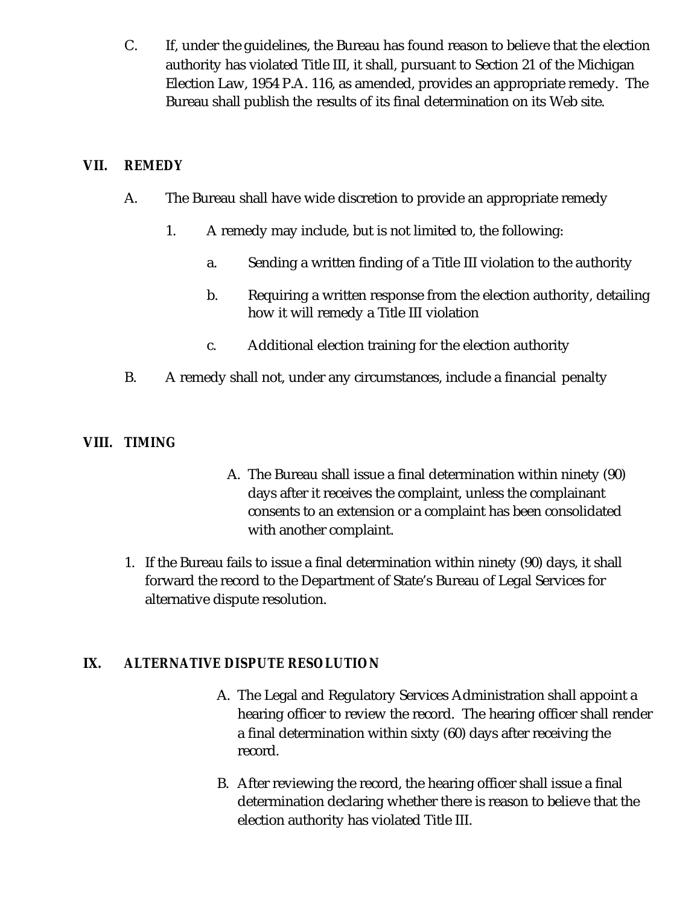C. If, under the guidelines, the Bureau has found reason to believe that the election authority has violated Title III, it shall, pursuant to Section 21 of the Michigan Election Law, 1954 P.A. 116, as amended, provides an appropriate remedy. The Bureau shall publish the results of its final determination on its Web site.

## VII. REMEDY

A. The Bureau shall have wide discretion to provide an appropriate remedy

1. A remedy may include, but is not limited to, the following:

   a. Sending a written finding of a Title III violation to the authority

   b. Requiring a written response from the election authority, detailing how it will remedy a Title III violation

   c. Additional election training for the election authority

B. A remedy shall not, under any circumstances, include a financial penalty

## VIII. TIMING

A. The Bureau shall issue a final determination within ninety (90) days after it receives the complaint, unless the complainant consents to an extension or a complaint has been consolidated with another complaint.

1. If the Bureau fails to issue a final determination within ninety (90) days, it shall forward the record to the Department of State's Bureau of Legal Services for alternative dispute resolution.

## IX. ALTERNATIVE DISPUTE RESOLUTION

A. The Legal and Regulatory Services Administration shall appoint a hearing officer to review the record. The hearing officer shall render a final determination within sixty (60) days after receiving the record.

B. After reviewing the record, the hearing officer shall issue a final determination declaring whether there is reason to believe that the election authority has violated Title III.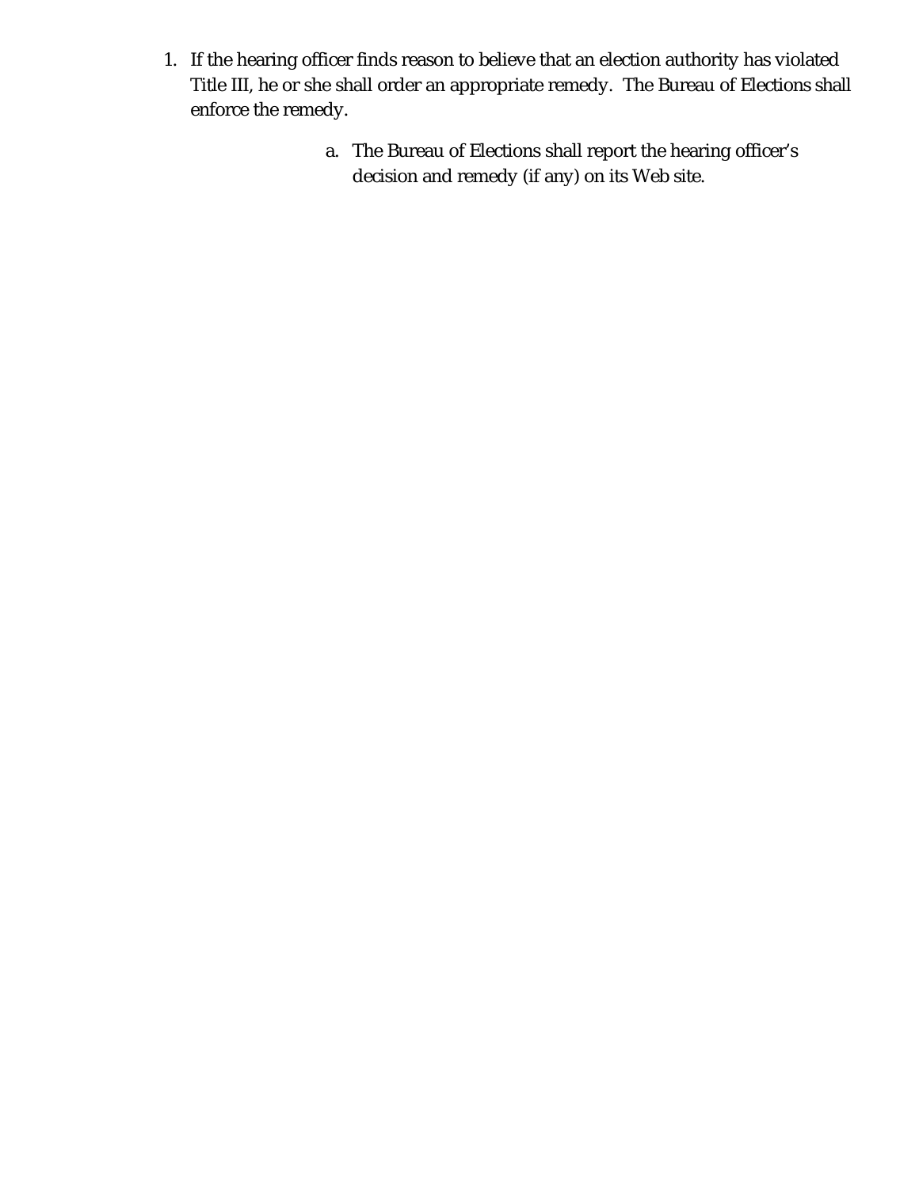1. If the hearing officer finds reason to believe that an election authority has violated Title III, he or she shall order an appropriate remedy. The Bureau of Elections shall enforce the remedy.

    a. The Bureau of Elections shall report the hearing officer's decision and remedy (if any) on its Web site.